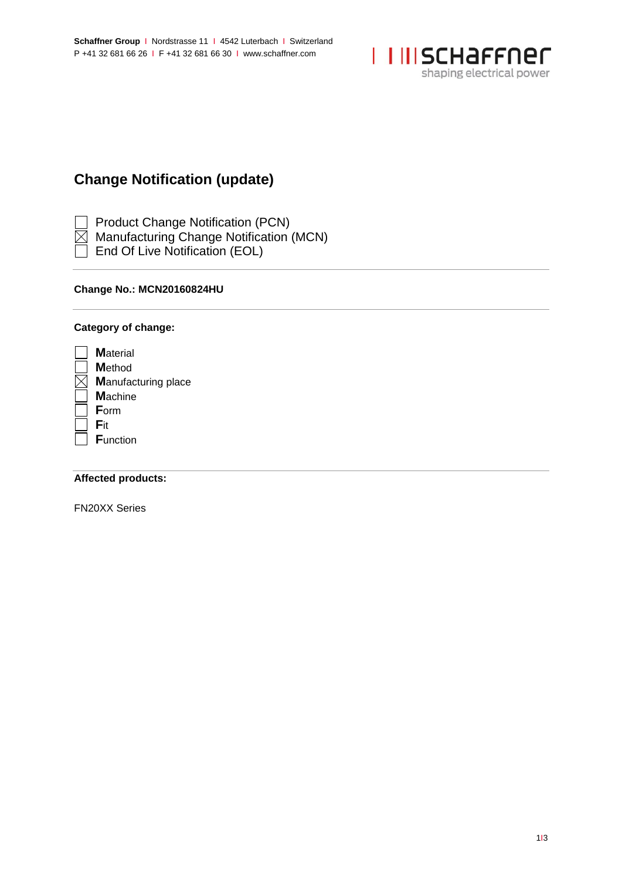**Schaffner Group** | Nordstrasse 11 | 4542 Luterbach | Switzerland
P +41 32 681 66 26 | F +41 32 681 66 30 | www.schaffner.com

# Change Notification (update)

- [ ] Product Change Notification (PCN)
- [x] Manufacturing Change Notification (MCN)
- [ ] End Of Live Notification (EOL)

---

**Change No.: MCN20160824HU**

---

**Category of change:**

- [ ] **M**aterial
- [ ] **M**ethod
- [x] **M**anufacturing place
- [ ] **M**achine
- [ ] **F**orm
- [ ] **F**it
- [ ] **F**unction

---

**Affected products:**

FN20XX Series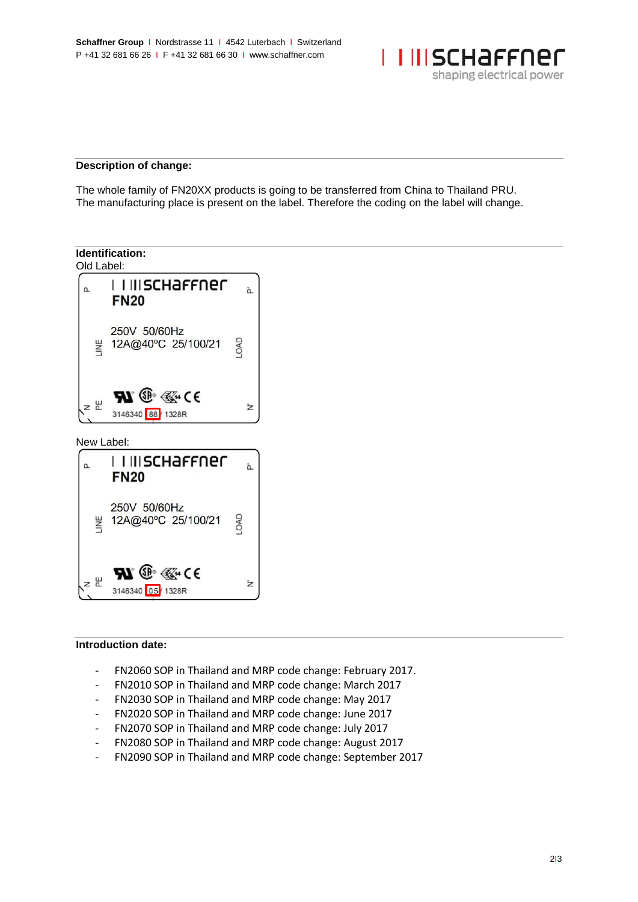## Description of change:

The whole family of FN20XX products is going to be transferred from China to Thailand PRU. The manufacturing place is present on the label. Therefore the coding on the label will change.

## Identification:

Old Label:

New Label:

## Introduction date:

- FN2060 SOP in Thailand and MRP code change: February 2017.
- FN2010 SOP in Thailand and MRP code change: March 2017
- FN2030 SOP in Thailand and MRP code change: May 2017
- FN2020 SOP in Thailand and MRP code change: June 2017
- FN2070 SOP in Thailand and MRP code change: July 2017
- FN2080 SOP in Thailand and MRP code change: August 2017
- FN2090 SOP in Thailand and MRP code change: September 2017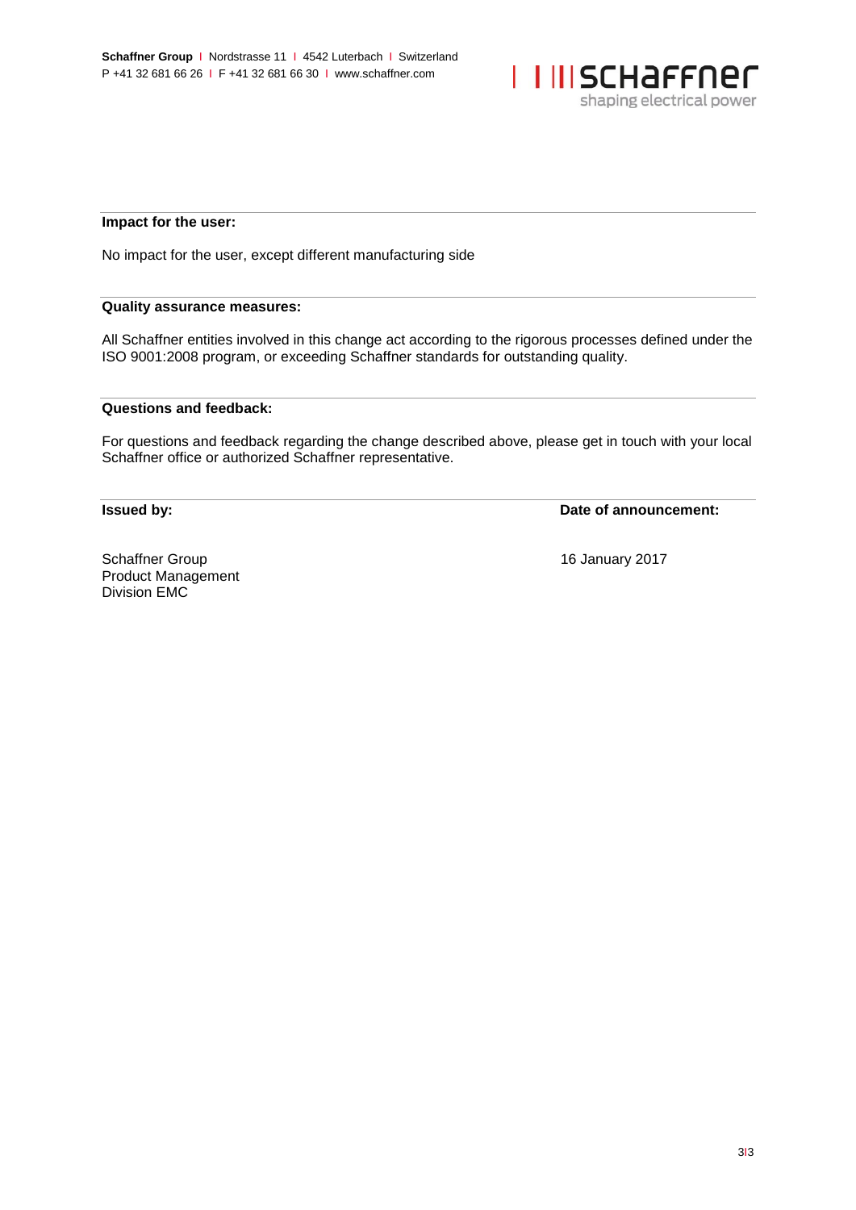**Schaffner Group** | Nordstrasse 11 | 4542 Luterbach | Switzerland
P +41 32 681 66 26 | F +41 32 681 66 30 | www.schaffner.com

**Impact for the user:**

No impact for the user, except different manufacturing side

**Quality assurance measures:**

All Schaffner entities involved in this change act according to the rigorous processes defined under the ISO 9001:2008 program, or exceeding Schaffner standards for outstanding quality.

**Questions and feedback:**

For questions and feedback regarding the change described above, please get in touch with your local Schaffner office or authorized Schaffner representative.

**Issued by:**

Schaffner Group
Product Management
Division EMC

**Date of announcement:**

16 January 2017